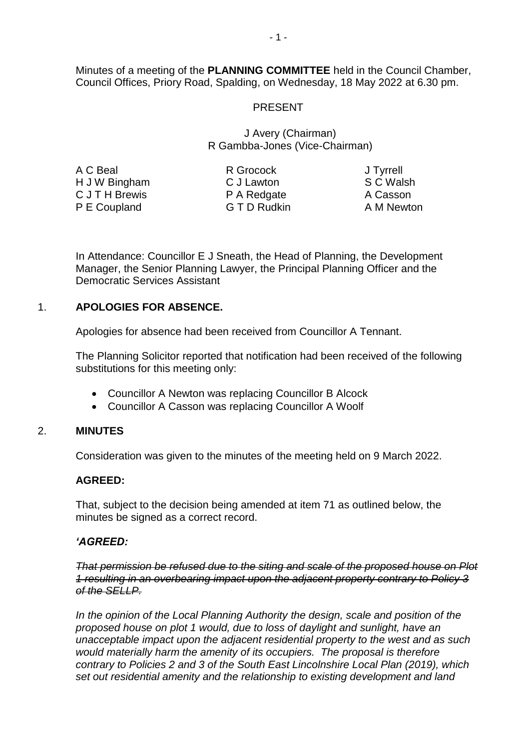Minutes of a meeting of the **PLANNING COMMITTEE** held in the Council Chamber, Council Offices, Priory Road, Spalding, on Wednesday, 18 May 2022 at 6.30 pm.

PRESENT

J Avery (Chairman)
R Gambba-Jones (Vice-Chairman)

| | | |
|---|---|---|
| A C Beal | R Grocock | J Tyrrell |
| H J W Bingham | C J Lawton | S C Walsh |
| C J T H Brewis | P A Redgate | A Casson |
| P E Coupland | G T D Rudkin | A M Newton |

In Attendance: Councillor E J Sneath, the Head of Planning, the Development Manager, the Senior Planning Lawyer, the Principal Planning Officer and the Democratic Services Assistant

1. **APOLOGIES FOR ABSENCE.**

Apologies for absence had been received from Councillor A Tennant.

The Planning Solicitor reported that notification had been received of the following substitutions for this meeting only:

- Councillor A Newton was replacing Councillor B Alcock
- Councillor A Casson was replacing Councillor A Woolf

2. **MINUTES**

Consideration was given to the minutes of the meeting held on 9 March 2022.

**AGREED:**

That, subject to the decision being amended at item 71 as outlined below, the minutes be signed as a correct record.

***'AGREED:***

~~*That permission be refused due to the siting and scale of the proposed house on Plot 1 resulting in an overbearing impact upon the adjacent property contrary to Policy 3 of the SELLP.*~~

*In the opinion of the Local Planning Authority the design, scale and position of the proposed house on plot 1 would, due to loss of daylight and sunlight, have an unacceptable impact upon the adjacent residential property to the west and as such would materially harm the amenity of its occupiers. The proposal is therefore contrary to Policies 2 and 3 of the South East Lincolnshire Local Plan (2019), which set out residential amenity and the relationship to existing development and land*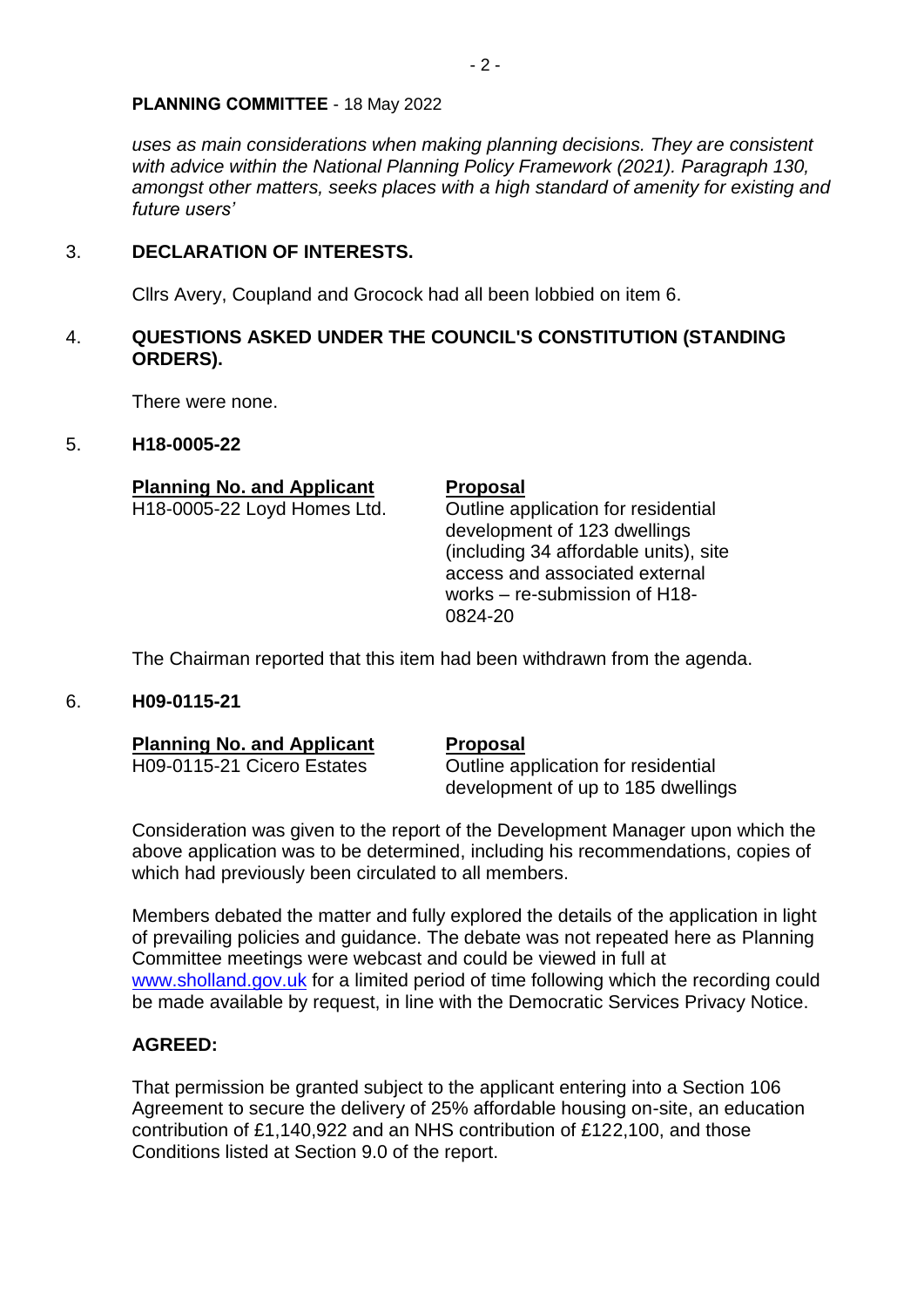*uses as main considerations when making planning decisions. They are consistent with advice within the National Planning Policy Framework (2021). Paragraph 130, amongst other matters, seeks places with a high standard of amenity for existing and future users'*

## 3. DECLARATION OF INTERESTS.

Cllrs Avery, Coupland and Grocock had all been lobbied on item 6.

## 4. QUESTIONS ASKED UNDER THE COUNCIL'S CONSTITUTION (STANDING ORDERS).

There were none.

## 5. H18-0005-22

| **Planning No. and Applicant** | **Proposal** |
| --- | --- |
| H18-0005-22 Loyd Homes Ltd. | Outline application for residential development of 123 dwellings (including 34 affordable units), site access and associated external works – re-submission of H18-0824-20 |

The Chairman reported that this item had been withdrawn from the agenda.

## 6. H09-0115-21

| **Planning No. and Applicant** | **Proposal** |
| --- | --- |
| H09-0115-21 Cicero Estates | Outline application for residential development of up to 185 dwellings |

Consideration was given to the report of the Development Manager upon which the above application was to be determined, including his recommendations, copies of which had previously been circulated to all members.

Members debated the matter and fully explored the details of the application in light of prevailing policies and guidance. The debate was not repeated here as Planning Committee meetings were webcast and could be viewed in full at www.sholland.gov.uk for a limited period of time following which the recording could be made available by request, in line with the Democratic Services Privacy Notice.

**AGREED:**

That permission be granted subject to the applicant entering into a Section 106 Agreement to secure the delivery of 25% affordable housing on-site, an education contribution of £1,140,922 and an NHS contribution of £122,100, and those Conditions listed at Section 9.0 of the report.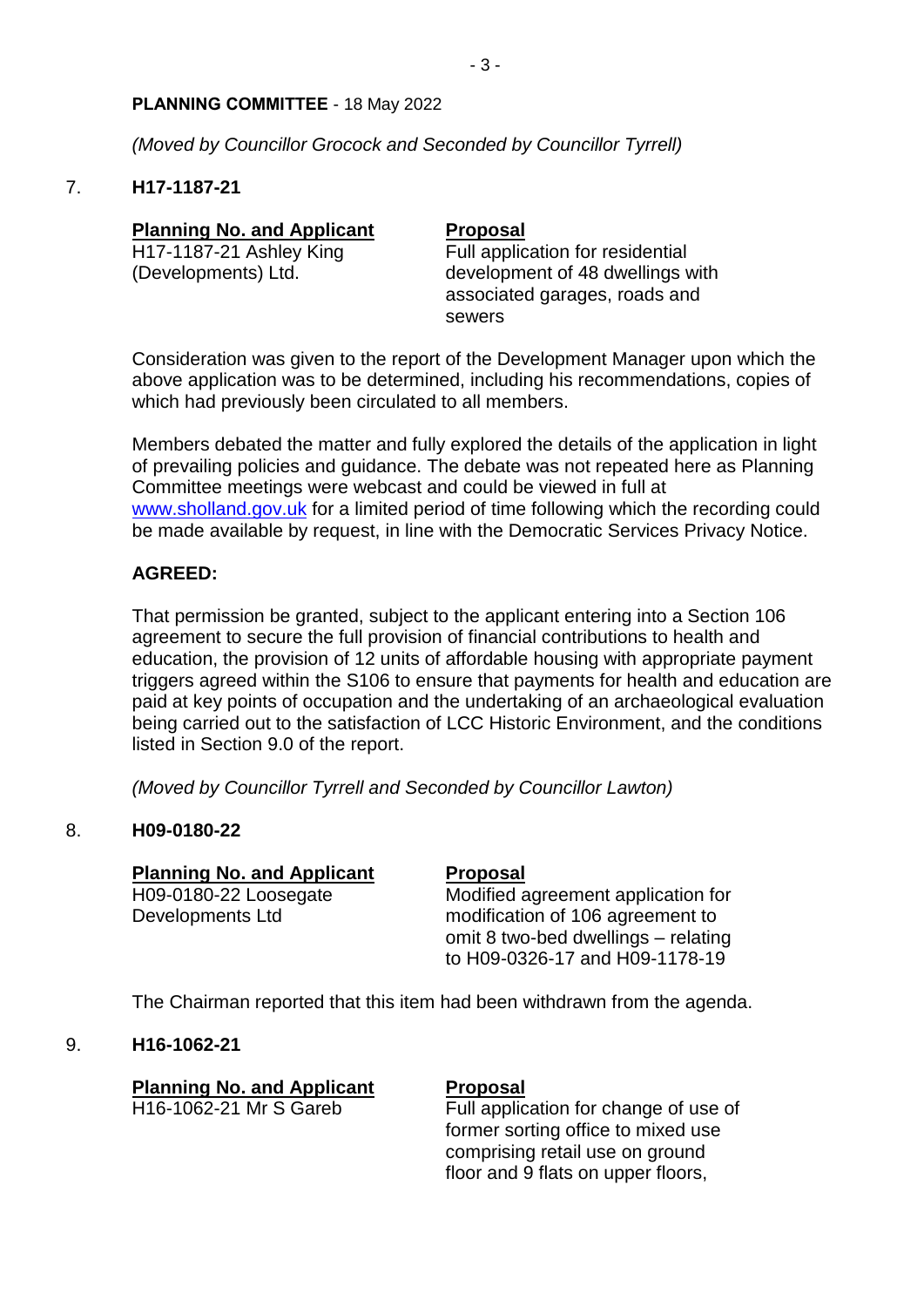*(Moved by Councillor Grocock and Seconded by Councillor Tyrrell)*

7. **H17-1187-21**

| **Planning No. and Applicant** | **Proposal** |
| --- | --- |
| H17-1187-21 Ashley King (Developments) Ltd. | Full application for residential development of 48 dwellings with associated garages, roads and sewers |

Consideration was given to the report of the Development Manager upon which the above application was to be determined, including his recommendations, copies of which had previously been circulated to all members.

Members debated the matter and fully explored the details of the application in light of prevailing policies and guidance. The debate was not repeated here as Planning Committee meetings were webcast and could be viewed in full at www.sholland.gov.uk for a limited period of time following which the recording could be made available by request, in line with the Democratic Services Privacy Notice.

**AGREED:**

That permission be granted, subject to the applicant entering into a Section 106 agreement to secure the full provision of financial contributions to health and education, the provision of 12 units of affordable housing with appropriate payment triggers agreed within the S106 to ensure that payments for health and education are paid at key points of occupation and the undertaking of an archaeological evaluation being carried out to the satisfaction of LCC Historic Environment, and the conditions listed in Section 9.0 of the report.

*(Moved by Councillor Tyrrell and Seconded by Councillor Lawton)*

8. **H09-0180-22**

| **Planning No. and Applicant** | **Proposal** |
| --- | --- |
| H09-0180-22 Loosegate Developments Ltd | Modified agreement application for modification of 106 agreement to omit 8 two-bed dwellings – relating to H09-0326-17 and H09-1178-19 |

The Chairman reported that this item had been withdrawn from the agenda.

9. **H16-1062-21**

| **Planning No. and Applicant** | **Proposal** |
| --- | --- |
| H16-1062-21 Mr S Gareb | Full application for change of use of former sorting office to mixed use comprising retail use on ground floor and 9 flats on upper floors, |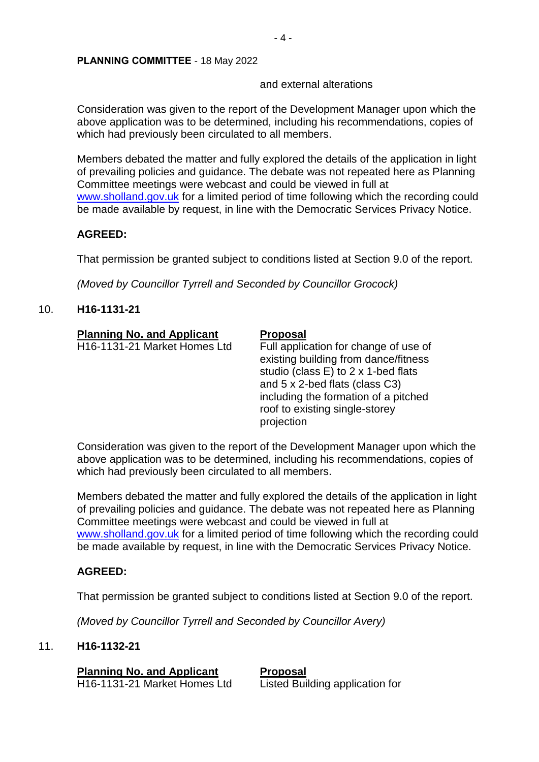and external alterations

Consideration was given to the report of the Development Manager upon which the above application was to be determined, including his recommendations, copies of which had previously been circulated to all members.

Members debated the matter and fully explored the details of the application in light of prevailing policies and guidance. The debate was not repeated here as Planning Committee meetings were webcast and could be viewed in full at www.sholland.gov.uk for a limited period of time following which the recording could be made available by request, in line with the Democratic Services Privacy Notice.

**AGREED:**

That permission be granted subject to conditions listed at Section 9.0 of the report.

*(Moved by Councillor Tyrrell and Seconded by Councillor Grocock)*

10. **H16-1131-21**

| **Planning No. and Applicant** | **Proposal** |
|---|---|
| H16-1131-21 Market Homes Ltd | Full application for change of use of existing building from dance/fitness studio (class E) to 2 x 1-bed flats and 5 x 2-bed flats (class C3) including the formation of a pitched roof to existing single-storey projection |

Consideration was given to the report of the Development Manager upon which the above application was to be determined, including his recommendations, copies of which had previously been circulated to all members.

Members debated the matter and fully explored the details of the application in light of prevailing policies and guidance. The debate was not repeated here as Planning Committee meetings were webcast and could be viewed in full at www.sholland.gov.uk for a limited period of time following which the recording could be made available by request, in line with the Democratic Services Privacy Notice.

**AGREED:**

That permission be granted subject to conditions listed at Section 9.0 of the report.

*(Moved by Councillor Tyrrell and Seconded by Councillor Avery)*

11. **H16-1132-21**

| **Planning No. and Applicant** | **Proposal** |
|---|---|
| H16-1131-21 Market Homes Ltd | Listed Building application for |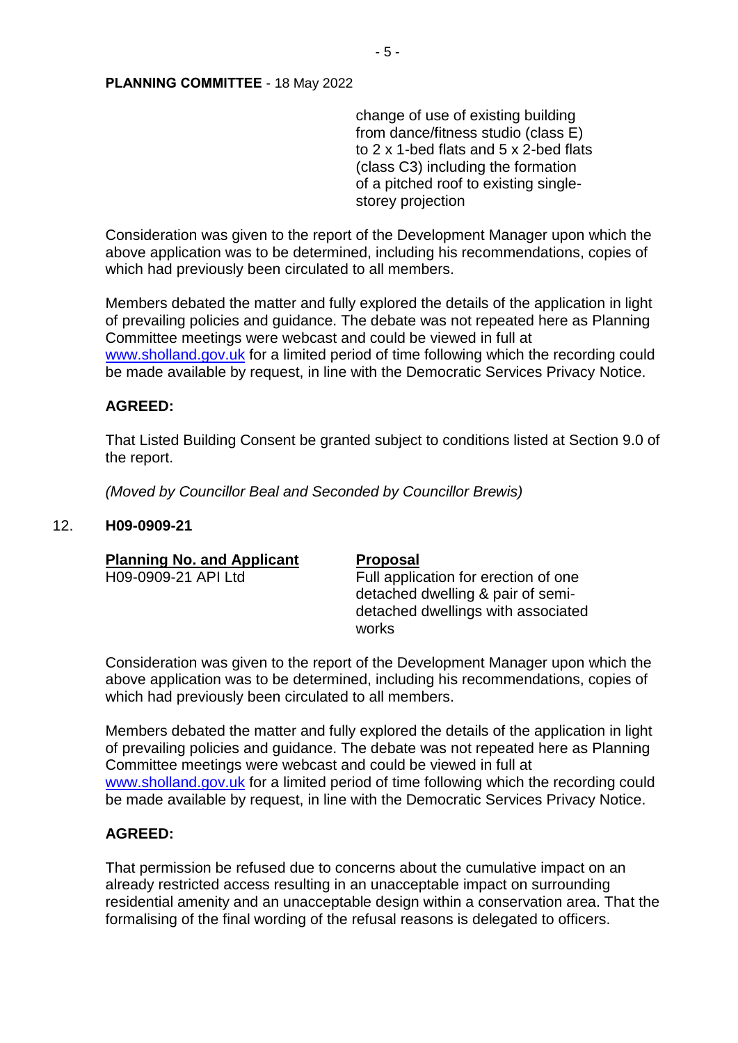change of use of existing building from dance/fitness studio (class E) to 2 x 1-bed flats and 5 x 2-bed flats (class C3) including the formation of a pitched roof to existing single-storey projection

Consideration was given to the report of the Development Manager upon which the above application was to be determined, including his recommendations, copies of which had previously been circulated to all members.

Members debated the matter and fully explored the details of the application in light of prevailing policies and guidance. The debate was not repeated here as Planning Committee meetings were webcast and could be viewed in full at www.sholland.gov.uk for a limited period of time following which the recording could be made available by request, in line with the Democratic Services Privacy Notice.

**AGREED:**

That Listed Building Consent be granted subject to conditions listed at Section 9.0 of the report.

*(Moved by Councillor Beal and Seconded by Councillor Brewis)*

12. **H09-0909-21**

| **Planning No. and Applicant** | **Proposal** |
|---|---|
| H09-0909-21 API Ltd | Full application for erection of one detached dwelling & pair of semi-detached dwellings with associated works |

Consideration was given to the report of the Development Manager upon which the above application was to be determined, including his recommendations, copies of which had previously been circulated to all members.

Members debated the matter and fully explored the details of the application in light of prevailing policies and guidance. The debate was not repeated here as Planning Committee meetings were webcast and could be viewed in full at www.sholland.gov.uk for a limited period of time following which the recording could be made available by request, in line with the Democratic Services Privacy Notice.

**AGREED:**

That permission be refused due to concerns about the cumulative impact on an already restricted access resulting in an unacceptable impact on surrounding residential amenity and an unacceptable design within a conservation area. That the formalising of the final wording of the refusal reasons is delegated to officers.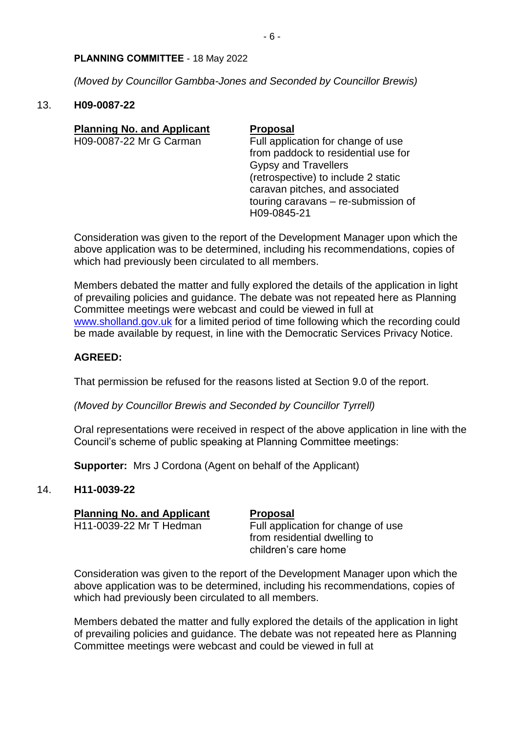**PLANNING COMMITTEE** - 18 May 2022

*(Moved by Councillor Gambba-Jones and Seconded by Councillor Brewis)*

13. **H09-0087-22**

| **Planning No. and Applicant** | **Proposal** |
|---|---|
| H09-0087-22 Mr G Carman | Full application for change of use from paddock to residential use for Gypsy and Travellers (retrospective) to include 2 static caravan pitches, and associated touring caravans – re-submission of H09-0845-21 |

Consideration was given to the report of the Development Manager upon which the above application was to be determined, including his recommendations, copies of which had previously been circulated to all members.

Members debated the matter and fully explored the details of the application in light of prevailing policies and guidance. The debate was not repeated here as Planning Committee meetings were webcast and could be viewed in full at www.sholland.gov.uk for a limited period of time following which the recording could be made available by request, in line with the Democratic Services Privacy Notice.

**AGREED:**

That permission be refused for the reasons listed at Section 9.0 of the report.

*(Moved by Councillor Brewis and Seconded by Councillor Tyrrell)*

Oral representations were received in respect of the above application in line with the Council's scheme of public speaking at Planning Committee meetings:

**Supporter:** Mrs J Cordona (Agent on behalf of the Applicant)

14. **H11-0039-22**

| **Planning No. and Applicant** | **Proposal** |
|---|---|
| H11-0039-22 Mr T Hedman | Full application for change of use from residential dwelling to children's care home |

Consideration was given to the report of the Development Manager upon which the above application was to be determined, including his recommendations, copies of which had previously been circulated to all members.

Members debated the matter and fully explored the details of the application in light of prevailing policies and guidance. The debate was not repeated here as Planning Committee meetings were webcast and could be viewed in full at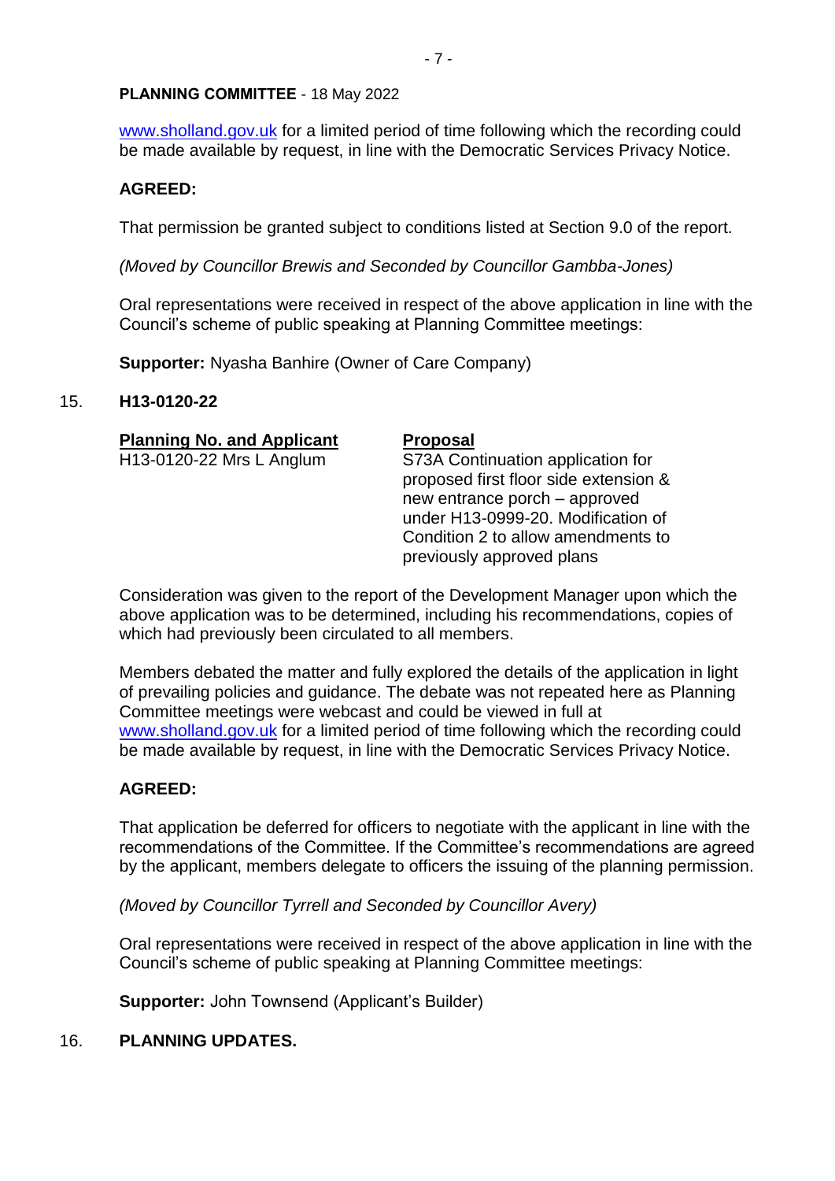**PLANNING COMMITTEE** - 18 May 2022

www.sholland.gov.uk for a limited period of time following which the recording could be made available by request, in line with the Democratic Services Privacy Notice.

**AGREED:**

That permission be granted subject to conditions listed at Section 9.0 of the report.

*(Moved by Councillor Brewis and Seconded by Councillor Gambba-Jones)*

Oral representations were received in respect of the above application in line with the Council's scheme of public speaking at Planning Committee meetings:

**Supporter:** Nyasha Banhire (Owner of Care Company)

15. **H13-0120-22**

| **Planning No. and Applicant** | **Proposal** |
|---|---|
| H13-0120-22 Mrs L Anglum | S73A Continuation application for proposed first floor side extension & new entrance porch – approved under H13-0999-20. Modification of Condition 2 to allow amendments to previously approved plans |

Consideration was given to the report of the Development Manager upon which the above application was to be determined, including his recommendations, copies of which had previously been circulated to all members.

Members debated the matter and fully explored the details of the application in light of prevailing policies and guidance. The debate was not repeated here as Planning Committee meetings were webcast and could be viewed in full at www.sholland.gov.uk for a limited period of time following which the recording could be made available by request, in line with the Democratic Services Privacy Notice.

**AGREED:**

That application be deferred for officers to negotiate with the applicant in line with the recommendations of the Committee. If the Committee's recommendations are agreed by the applicant, members delegate to officers the issuing of the planning permission.

*(Moved by Councillor Tyrrell and Seconded by Councillor Avery)*

Oral representations were received in respect of the above application in line with the Council's scheme of public speaking at Planning Committee meetings:

**Supporter:** John Townsend (Applicant's Builder)

16. **PLANNING UPDATES.**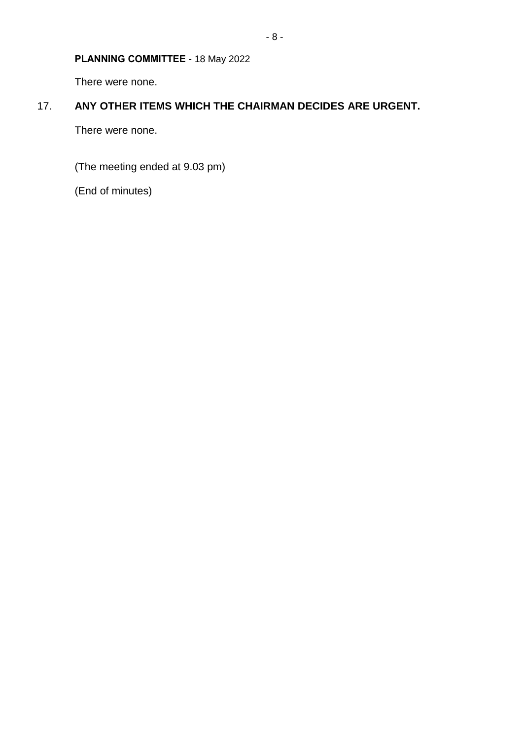There were none.

## 17. ANY OTHER ITEMS WHICH THE CHAIRMAN DECIDES ARE URGENT.

There were none.

(The meeting ended at 9.03 pm)

(End of minutes)